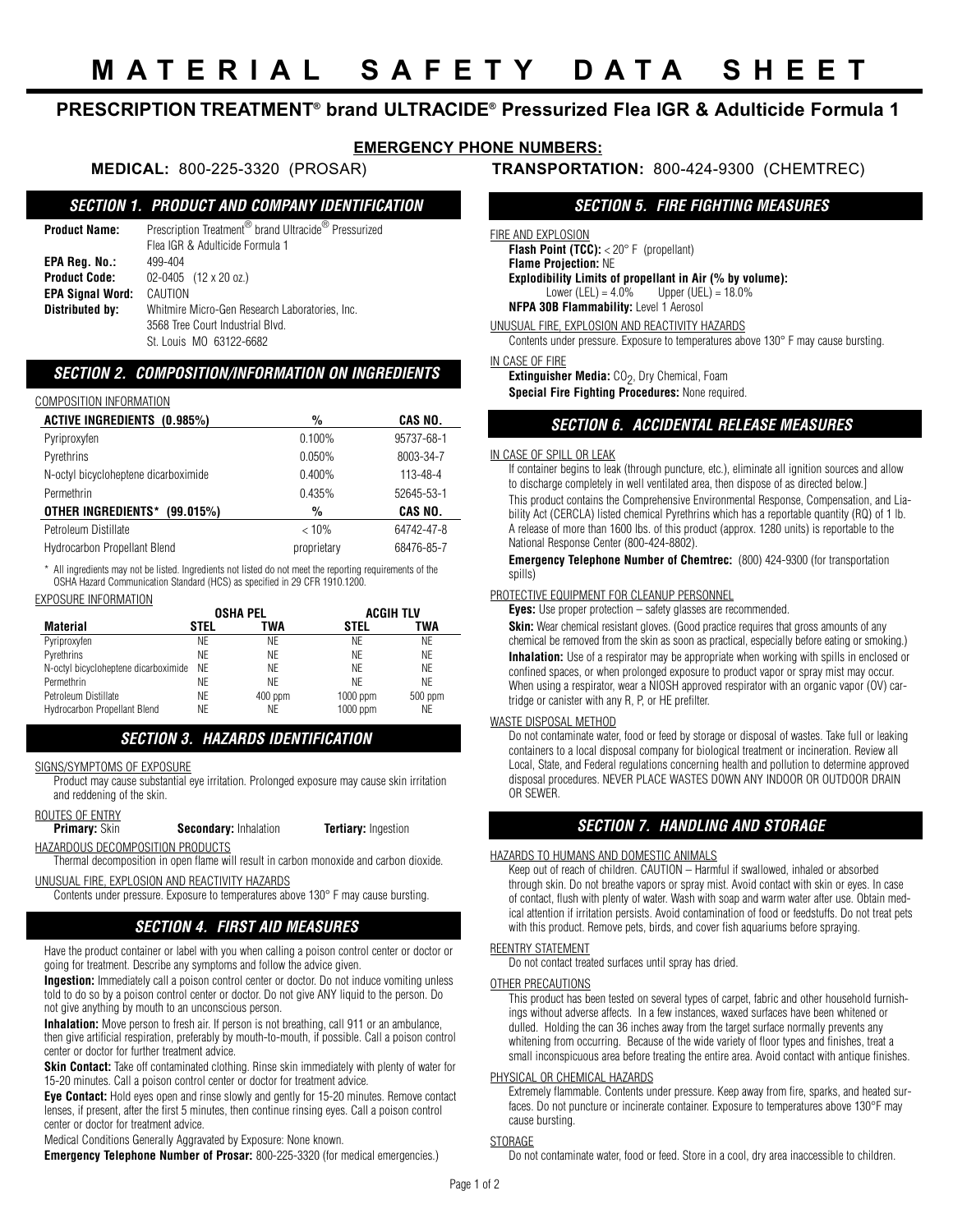# MATERIAL SAFETY DATA SHEET

## PRESCRIPTION TREATMENT® brand ULTRACIDE® Pressurized Flea IGR & Adulticide Formula 1

**EMERGENCY PHONE NUMBERS:**

**MEDICAL:** 800-225-3320 (PROSAR)  **TRANSPORTATION:** 800-424-9300 (CHEMTREC)

### SECTION 1. PRODUCT AND COMPANY IDENTIFICATION

**Product Name:** Prescription Treatment® brand Ultracide® Pressurized Flea IGR & Adulticide Formula 1

**EPA Reg. No.:** 499-404

**Product Code:** 02-0405 (12 x 20 oz.)

**EPA Signal Word:** CAUTION

**Distributed by:** Whitmire Micro-Gen Research Laboratories, Inc.
3568 Tree Court Industrial Blvd.
St. Louis MO 63122-6682

### SECTION 2. COMPOSITION/INFORMATION ON INGREDIENTS

COMPOSITION INFORMATION

| ACTIVE INGREDIENTS (0.985%) | % | CAS NO. |
|---|---|---|
| Pyriproxyfen | 0.100% | 95737-68-1 |
| Pyrethrins | 0.050% | 8003-34-7 |
| N-octyl bicycloheptene dicarboximide | 0.400% | 113-48-4 |
| Permethrin | 0.435% | 52645-53-1 |
| **OTHER INGREDIENTS\* (99.015%)** | **%** | **CAS NO.** |
| Petroleum Distillate | < 10% | 64742-47-8 |
| Hydrocarbon Propellant Blend | proprietary | 68476-85-7 |

\* All ingredients may not be listed. Ingredients not listed do not meet the reporting requirements of the OSHA Hazard Communication Standard (HCS) as specified in 29 CFR 1910.1200.

EXPOSURE INFORMATION

| | OSHA PEL | | ACGIH TLV | |
|---|---|---|---|---|
| **Material** | **STEL** | **TWA** | **STEL** | **TWA** |
| Pyriproxyfen | NE | NE | NE | NE |
| Pyrethrins | NE | NE | NE | NE |
| N-octyl bicycloheptene dicarboximide | NE | NE | NE | NE |
| Permethrin | NE | NE | NE | NE |
| Petroleum Distillate | NE | 400 ppm | 1000 ppm | 500 ppm |
| Hydrocarbon Propellant Blend | NE | NE | 1000 ppm | NE |

### SECTION 3. HAZARDS IDENTIFICATION

SIGNS/SYMPTOMS OF EXPOSURE

Product may cause substantial eye irritation. Prolonged exposure may cause skin irritation and reddening of the skin.

ROUTES OF ENTRY

**Primary:** Skin  **Secondary:** Inhalation  **Tertiary:** Ingestion

HAZARDOUS DECOMPOSITION PRODUCTS

Thermal decomposition in open flame will result in carbon monoxide and carbon dioxide.

UNUSUAL FIRE, EXPLOSION AND REACTIVITY HAZARDS

Contents under pressure. Exposure to temperatures above 130° F may cause bursting.

### SECTION 4. FIRST AID MEASURES

Have the product container or label with you when calling a poison control center or doctor or going for treatment. Describe any symptoms and follow the advice given.

**Ingestion:** Immediately call a poison control center or doctor. Do not induce vomiting unless told to do so by a poison control center or doctor. Do not give ANY liquid to the person. Do not give anything by mouth to an unconscious person.

**Inhalation:** Move person to fresh air. If person is not breathing, call 911 or an ambulance, then give artificial respiration, preferably by mouth-to-mouth, if possible. Call a poison control center or doctor for further treatment advice.

**Skin Contact:** Take off contaminated clothing. Rinse skin immediately with plenty of water for 15-20 minutes. Call a poison control center or doctor for treatment advice.

**Eye Contact:** Hold eyes open and rinse slowly and gently for 15-20 minutes. Remove contact lenses, if present, after the first 5 minutes, then continue rinsing eyes. Call a poison control center or doctor for treatment advice.

Medical Conditions Generally Aggravated by Exposure: None known.

**Emergency Telephone Number of Prosar:** 800-225-3320 (for medical emergencies.)

### SECTION 5. FIRE FIGHTING MEASURES

FIRE AND EXPLOSION

**Flash Point (TCC):** < 20° F (propellant)

**Flame Projection:** NE

**Explodibility Limits of propellant in Air (% by volume):**
Lower (LEL) = 4.0%  Upper (UEL) = 18.0%

**NFPA 30B Flammability:** Level 1 Aerosol

UNUSUAL FIRE, EXPLOSION AND REACTIVITY HAZARDS

Contents under pressure. Exposure to temperatures above 130° F may cause bursting.

IN CASE OF FIRE

**Extinguisher Media:** $CO_2$, Dry Chemical, Foam

**Special Fire Fighting Procedures:** None required.

### SECTION 6. ACCIDENTAL RELEASE MEASURES

IN CASE OF SPILL OR LEAK

If container begins to leak (through puncture, etc.), eliminate all ignition sources and allow to discharge completely in well ventilated area, then dispose of as directed below.]

This product contains the Comprehensive Environmental Response, Compensation, and Liability Act (CERCLA) listed chemical Pyrethrins which has a reportable quantity (RQ) of 1 lb. A release of more than 1600 lbs. of this product (approx. 1280 units) is reportable to the National Response Center (800-424-8802).

**Emergency Telephone Number of Chemtrec:** (800) 424-9300 (for transportation spills)

PROTECTIVE EQUIPMENT FOR CLEANUP PERSONNEL

**Eyes:** Use proper protection – safety glasses are recommended.

**Skin:** Wear chemical resistant gloves. (Good practice requires that gross amounts of any chemical be removed from the skin as soon as practical, especially before eating or smoking.)

**Inhalation:** Use of a respirator may be appropriate when working with spills in enclosed or confined spaces, or when prolonged exposure to product vapor or spray mist may occur. When using a respirator, wear a NIOSH approved respirator with an organic vapor (OV) cartridge or canister with any R, P, or HE prefilter.

WASTE DISPOSAL METHOD

Do not contaminate water, food or feed by storage or disposal of wastes. Take full or leaking containers to a local disposal company for biological treatment or incineration. Review all Local, State, and Federal regulations concerning health and pollution to determine approved disposal procedures. NEVER PLACE WASTES DOWN ANY INDOOR OR OUTDOOR DRAIN OR SEWER.

### SECTION 7. HANDLING AND STORAGE

HAZARDS TO HUMANS AND DOMESTIC ANIMALS

Keep out of reach of children. CAUTION – Harmful if swallowed, inhaled or absorbed through skin. Do not breathe vapors or spray mist. Avoid contact with skin or eyes. In case of contact, flush with plenty of water. Wash with soap and warm water after use. Obtain medical attention if irritation persists. Avoid contamination of food or feedstuffs. Do not treat pets with this product. Remove pets, birds, and cover fish aquariums before spraying.

REENTRY STATEMENT

Do not contact treated surfaces until spray has dried.

OTHER PRECAUTIONS

This product has been tested on several types of carpet, fabric and other household furnishings without adverse affects. In a few instances, waxed surfaces have been whitened or dulled. Holding the can 36 inches away from the target surface normally prevents any whitening from occurring. Because of the wide variety of floor types and finishes, treat a small inconspicuous area before treating the entire area. Avoid contact with antique finishes.

PHYSICAL OR CHEMICAL HAZARDS

Extremely flammable. Contents under pressure. Keep away from fire, sparks, and heated surfaces. Do not puncture or incinerate container. Exposure to temperatures above 130°F may cause bursting.

STORAGE

Do not contaminate water, food or feed. Store in a cool, dry area inaccessible to children.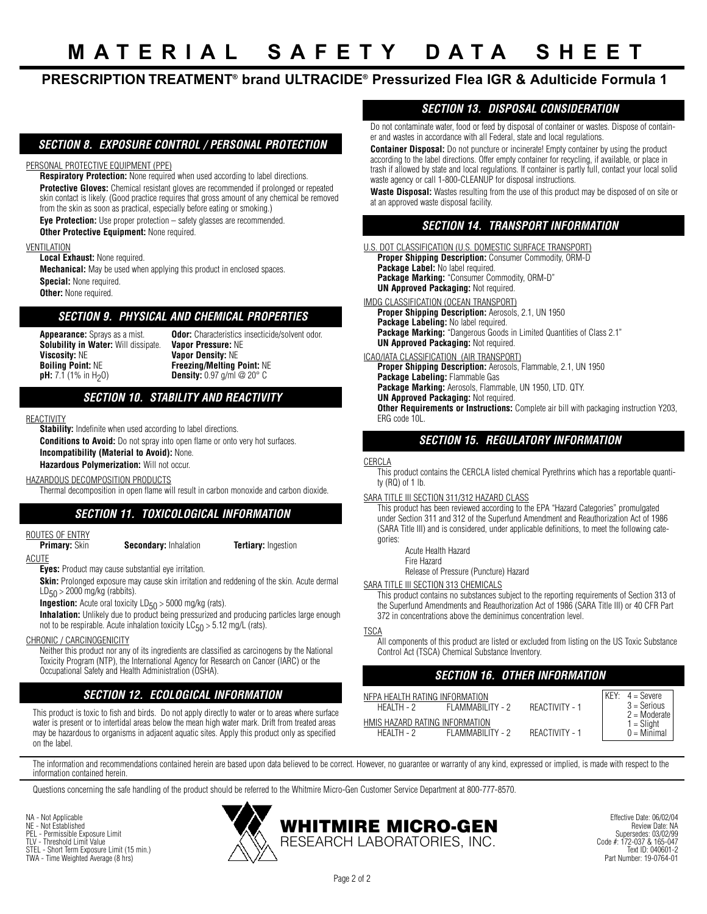# MATERIAL SAFETY DATA SHEET

## PRESCRIPTION TREATMENT® brand ULTRACIDE® Pressurized Flea IGR & Adulticide Formula 1

### SECTION 8. EXPOSURE CONTROL / PERSONAL PROTECTION

PERSONAL PROTECTIVE EQUIPMENT (PPE)

**Respiratory Protection:** None required when used according to label directions.

**Protective Gloves:** Chemical resistant gloves are recommended if prolonged or repeated skin contact is likely. (Good practice requires that gross amount of any chemical be removed from the skin as soon as practical, especially before eating or smoking.)

**Eye Protection:** Use proper protection – safety glasses are recommended.

**Other Protective Equipment:** None required.

VENTILATION

**Local Exhaust:** None required.

**Mechanical:** May be used when applying this product in enclosed spaces.

**Special:** None required.

**Other:** None required.

### SECTION 9. PHYSICAL AND CHEMICAL PROPERTIES

**Appearance:** Sprays as a mist.
**Solubility in Water:** Will dissipate.
**Viscosity:** NE
**Boiling Point:** NE
**pH:** 7.1 (1% in $H_2O$)
**Odor:** Characteristics insecticide/solvent odor.
**Vapor Pressure:** NE
**Vapor Density:** NE
**Freezing/Melting Point:** NE
**Density:** 0.97 g/ml @ 20° C

### SECTION 10. STABILITY AND REACTIVITY

REACTIVITY

**Stability:** Indefinite when used according to label directions.

**Conditions to Avoid:** Do not spray into open flame or onto very hot surfaces.

**Incompatibility (Material to Avoid):** None.

**Hazardous Polymerization:** Will not occur.

HAZARDOUS DECOMPOSITION PRODUCTS

Thermal decomposition in open flame will result in carbon monoxide and carbon dioxide.

### SECTION 11. TOXICOLOGICAL INFORMATION

ROUTES OF ENTRY

**Primary:** Skin **Secondary:** Inhalation **Tertiary:** Ingestion

ACUTE

**Eyes:** Product may cause substantial eye irritation.

**Skin:** Prolonged exposure may cause skin irritation and reddening of the skin. Acute dermal $LD_{50}$ > 2000 mg/kg (rabbits).

**Ingestion:** Acute oral toxicity $LD_{50}$ > 5000 mg/kg (rats).

**Inhalation:** Unlikely due to product being pressurized and producing particles large enough not to be respirable. Acute inhalation toxicity $LC_{50}$ > 5.12 mg/L (rats).

CHRONIC / CARCINOGENICITY

Neither this product nor any of its ingredients are classified as carcinogens by the National Toxicity Program (NTP), the International Agency for Research on Cancer (IARC) or the Occupational Safety and Health Administration (OSHA).

### SECTION 12. ECOLOGICAL INFORMATION

This product is toxic to fish and birds. Do not apply directly to water or to areas where surface water is present or to intertidal areas below the mean high water mark. Drift from treated areas may be hazardous to organisms in adjacent aquatic sites. Apply this product only as specified on the label.

### SECTION 13. DISPOSAL CONSIDERATION

Do not contaminate water, food or feed by disposal of container or wastes. Dispose of container and wastes in accordance with all Federal, state and local regulations.

**Container Disposal:** Do not puncture or incinerate! Empty container by using the product according to the label directions. Offer empty container for recycling, if available, or place in trash if allowed by state and local regulations. If container is partly full, contact your local solid waste agency or call 1-800-CLEANUP for disposal instructions.

**Waste Disposal:** Wastes resulting from the use of this product may be disposed of on site or at an approved waste disposal facility.

### SECTION 14. TRANSPORT INFORMATION

U.S. DOT CLASSIFICATION (U.S. DOMESTIC SURFACE TRANSPORT)

**Proper Shipping Description:** Consumer Commodity, ORM-D
**Package Label:** No label required.
**Package Marking:** "Consumer Commodity, ORM-D"
**UN Approved Packaging:** Not required.

IMDG CLASSIFICATION (OCEAN TRANSPORT)

**Proper Shipping Description:** Aerosols, 2.1, UN 1950
**Package Labeling:** No label required.
**Package Marking:** "Dangerous Goods in Limited Quantities of Class 2.1"
**UN Approved Packaging:** Not required.

ICAO/IATA CLASSIFICATION (AIR TRANSPORT)

**Proper Shipping Description:** Aerosols, Flammable, 2.1, UN 1950
**Package Labeling:** Flammable Gas
**Package Marking:** Aerosols, Flammable, UN 1950, LTD. QTY.
**UN Approved Packaging:** Not required.
**Other Requirements or Instructions:** Complete air bill with packaging instruction Y203, ERG code 10L.

### SECTION 15. REGULATORY INFORMATION

CERCLA

This product contains the CERCLA listed chemical Pyrethrins which has a reportable quantity (RQ) of 1 lb.

SARA TITLE III SECTION 311/312 HAZARD CLASS

This product has been reviewed according to the EPA "Hazard Categories" promulgated under Section 311 and 312 of the Superfund Amendment and Reauthorization Act of 1986 (SARA Title III) and is considered, under applicable definitions, to meet the following categories:

Acute Health Hazard
Fire Hazard
Release of Pressure (Puncture) Hazard

SARA TITLE III SECTION 313 CHEMICALS

This product contains no substances subject to the reporting requirements of Section 313 of the Superfund Amendments and Reauthorization Act of 1986 (SARA Title III) or 40 CFR Part 372 in concentrations above the deminimus concentration level.

TSCA

All components of this product are listed or excluded from listing on the US Toxic Substance Control Act (TSCA) Chemical Substance Inventory.

### SECTION 16. OTHER INFORMATION

NFPA HEALTH RATING INFORMATION

HEALTH - 2 FLAMMABILITY - 2 REACTIVITY - 1

HMIS HAZARD RATING INFORMATION

HEALTH - 2 FLAMMABILITY - 2 REACTIVITY - 1

KEY: 4 = Severe, 3 = Serious, 2 = Moderate, 1 = Slight, 0 = Minimal

The information and recommendations contained herein are based upon data believed to be correct. However, no guarantee or warranty of any kind, expressed or implied, is made with respect to the information contained herein.

Questions concerning the safe handling of the product should be referred to the Whitmire Micro-Gen Customer Service Department at 800-777-8570.

NA - Not Applicable
NE - Not Established
PEL - Permissible Exposure Limit
TLV - Threshold Limit Value
STEL - Short Term Exposure Limit (15 min.)
TWA - Time Weighted Average (8 hrs)

**WHITMIRE MICRO-GEN**
RESEARCH LABORATORIES, INC.

Effective Date: 06/02/04
Review Date: NA
Supersedes: 03/02/99
Code #: 172-037 & 165-047
Text ID: 040601-2
Part Number: 19-0764-01